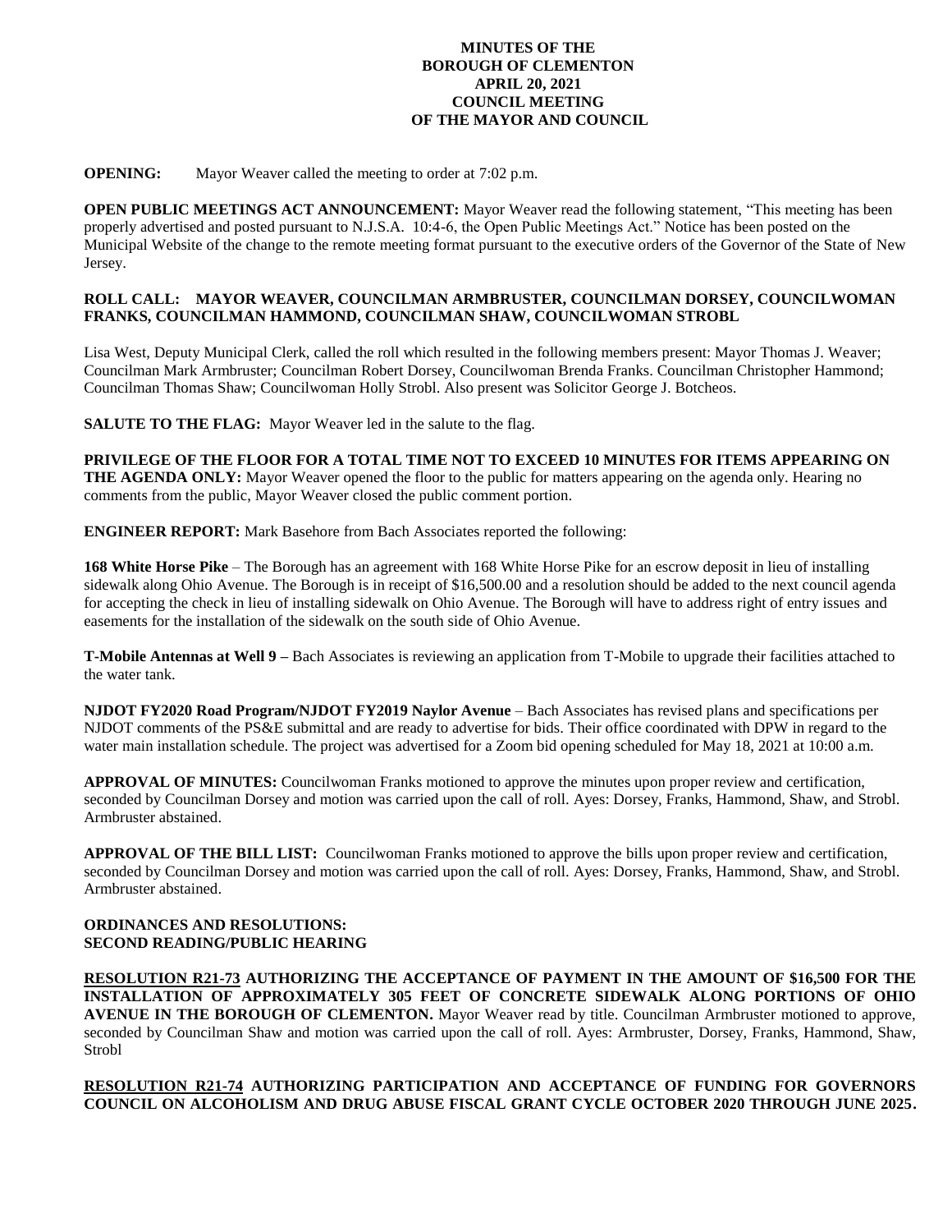**MINUTES OF THE**
**BOROUGH OF CLEMENTON**
**APRIL 20, 2021**
**COUNCIL MEETING**
**OF THE MAYOR AND COUNCIL**

**OPENING:** Mayor Weaver called the meeting to order at 7:02 p.m.

**OPEN PUBLIC MEETINGS ACT ANNOUNCEMENT:** Mayor Weaver read the following statement, "This meeting has been properly advertised and posted pursuant to N.J.S.A. 10:4-6, the Open Public Meetings Act." Notice has been posted on the Municipal Website of the change to the remote meeting format pursuant to the executive orders of the Governor of the State of New Jersey.

**ROLL CALL: MAYOR WEAVER, COUNCILMAN ARMBRUSTER, COUNCILMAN DORSEY, COUNCILWOMAN FRANKS, COUNCILMAN HAMMOND, COUNCILMAN SHAW, COUNCILWOMAN STROBL**

Lisa West, Deputy Municipal Clerk, called the roll which resulted in the following members present: Mayor Thomas J. Weaver; Councilman Mark Armbruster; Councilman Robert Dorsey, Councilwoman Brenda Franks. Councilman Christopher Hammond; Councilman Thomas Shaw; Councilwoman Holly Strobl. Also present was Solicitor George J. Botcheos.

**SALUTE TO THE FLAG:** Mayor Weaver led in the salute to the flag.

**PRIVILEGE OF THE FLOOR FOR A TOTAL TIME NOT TO EXCEED 10 MINUTES FOR ITEMS APPEARING ON THE AGENDA ONLY:** Mayor Weaver opened the floor to the public for matters appearing on the agenda only. Hearing no comments from the public, Mayor Weaver closed the public comment portion.

**ENGINEER REPORT:** Mark Basehore from Bach Associates reported the following:

**168 White Horse Pike** – The Borough has an agreement with 168 White Horse Pike for an escrow deposit in lieu of installing sidewalk along Ohio Avenue. The Borough is in receipt of $16,500.00 and a resolution should be added to the next council agenda for accepting the check in lieu of installing sidewalk on Ohio Avenue. The Borough will have to address right of entry issues and easements for the installation of the sidewalk on the south side of Ohio Avenue.

**T-Mobile Antennas at Well 9 –** Bach Associates is reviewing an application from T-Mobile to upgrade their facilities attached to the water tank.

**NJDOT FY2020 Road Program/NJDOT FY2019 Naylor Avenue** – Bach Associates has revised plans and specifications per NJDOT comments of the PS&E submittal and are ready to advertise for bids. Their office coordinated with DPW in regard to the water main installation schedule. The project was advertised for a Zoom bid opening scheduled for May 18, 2021 at 10:00 a.m.

**APPROVAL OF MINUTES:** Councilwoman Franks motioned to approve the minutes upon proper review and certification, seconded by Councilman Dorsey and motion was carried upon the call of roll. Ayes: Dorsey, Franks, Hammond, Shaw, and Strobl. Armbruster abstained.

**APPROVAL OF THE BILL LIST:** Councilwoman Franks motioned to approve the bills upon proper review and certification, seconded by Councilman Dorsey and motion was carried upon the call of roll. Ayes: Dorsey, Franks, Hammond, Shaw, and Strobl. Armbruster abstained.

**ORDINANCES AND RESOLUTIONS:**
**SECOND READING/PUBLIC HEARING**

**RESOLUTION R21-73 AUTHORIZING THE ACCEPTANCE OF PAYMENT IN THE AMOUNT OF $16,500 FOR THE INSTALLATION OF APPROXIMATELY 305 FEET OF CONCRETE SIDEWALK ALONG PORTIONS OF OHIO AVENUE IN THE BOROUGH OF CLEMENTON.** Mayor Weaver read by title. Councilman Armbruster motioned to approve, seconded by Councilman Shaw and motion was carried upon the call of roll. Ayes: Armbruster, Dorsey, Franks, Hammond, Shaw, Strobl

**RESOLUTION R21-74 AUTHORIZING PARTICIPATION AND ACCEPTANCE OF FUNDING FOR GOVERNORS COUNCIL ON ALCOHOLISM AND DRUG ABUSE FISCAL GRANT CYCLE OCTOBER 2020 THROUGH JUNE 2025.**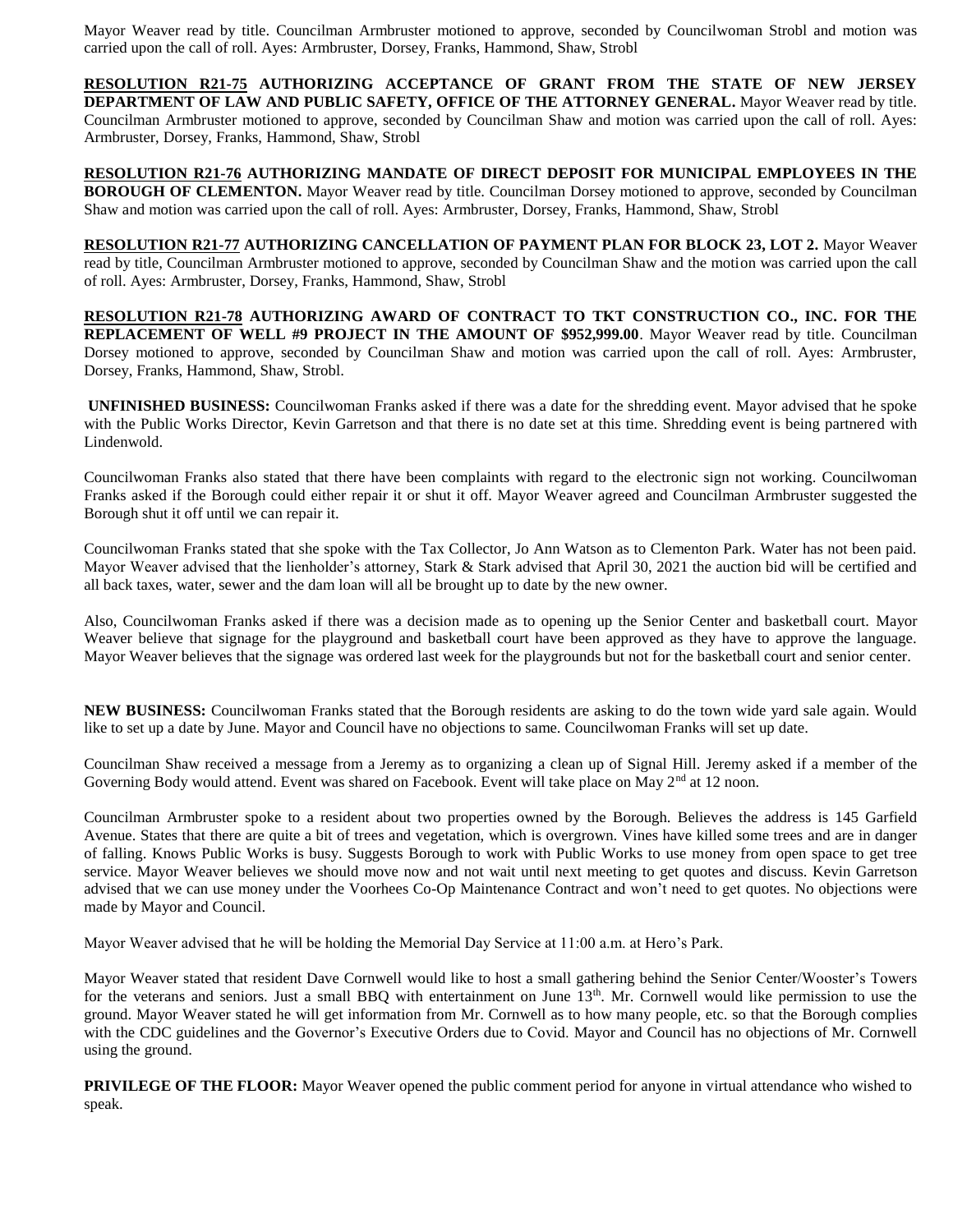Mayor Weaver read by title. Councilman Armbruster motioned to approve, seconded by Councilwoman Strobl and motion was carried upon the call of roll. Ayes: Armbruster, Dorsey, Franks, Hammond, Shaw, Strobl

**RESOLUTION R21-75 AUTHORIZING ACCEPTANCE OF GRANT FROM THE STATE OF NEW JERSEY DEPARTMENT OF LAW AND PUBLIC SAFETY, OFFICE OF THE ATTORNEY GENERAL.** Mayor Weaver read by title. Councilman Armbruster motioned to approve, seconded by Councilman Shaw and motion was carried upon the call of roll. Ayes: Armbruster, Dorsey, Franks, Hammond, Shaw, Strobl

**RESOLUTION R21-76 AUTHORIZING MANDATE OF DIRECT DEPOSIT FOR MUNICIPAL EMPLOYEES IN THE BOROUGH OF CLEMENTON.** Mayor Weaver read by title. Councilman Dorsey motioned to approve, seconded by Councilman Shaw and motion was carried upon the call of roll. Ayes: Armbruster, Dorsey, Franks, Hammond, Shaw, Strobl

**RESOLUTION R21-77 AUTHORIZING CANCELLATION OF PAYMENT PLAN FOR BLOCK 23, LOT 2.** Mayor Weaver read by title, Councilman Armbruster motioned to approve, seconded by Councilman Shaw and the motion was carried upon the call of roll. Ayes: Armbruster, Dorsey, Franks, Hammond, Shaw, Strobl

**RESOLUTION R21-78 AUTHORIZING AWARD OF CONTRACT TO TKT CONSTRUCTION CO., INC. FOR THE REPLACEMENT OF WELL #9 PROJECT IN THE AMOUNT OF $952,999.00**. Mayor Weaver read by title. Councilman Dorsey motioned to approve, seconded by Councilman Shaw and motion was carried upon the call of roll. Ayes: Armbruster, Dorsey, Franks, Hammond, Shaw, Strobl.

**UNFINISHED BUSINESS:** Councilwoman Franks asked if there was a date for the shredding event. Mayor advised that he spoke with the Public Works Director, Kevin Garretson and that there is no date set at this time. Shredding event is being partnered with Lindenwold.

Councilwoman Franks also stated that there have been complaints with regard to the electronic sign not working. Councilwoman Franks asked if the Borough could either repair it or shut it off. Mayor Weaver agreed and Councilman Armbruster suggested the Borough shut it off until we can repair it.

Councilwoman Franks stated that she spoke with the Tax Collector, Jo Ann Watson as to Clementon Park. Water has not been paid. Mayor Weaver advised that the lienholder's attorney, Stark & Stark advised that April 30, 2021 the auction bid will be certified and all back taxes, water, sewer and the dam loan will all be brought up to date by the new owner.

Also, Councilwoman Franks asked if there was a decision made as to opening up the Senior Center and basketball court. Mayor Weaver believe that signage for the playground and basketball court have been approved as they have to approve the language. Mayor Weaver believes that the signage was ordered last week for the playgrounds but not for the basketball court and senior center.

**NEW BUSINESS:** Councilwoman Franks stated that the Borough residents are asking to do the town wide yard sale again. Would like to set up a date by June. Mayor and Council have no objections to same. Councilwoman Franks will set up date.

Councilman Shaw received a message from a Jeremy as to organizing a clean up of Signal Hill. Jeremy asked if a member of the Governing Body would attend. Event was shared on Facebook. Event will take place on May 2nd at 12 noon.

Councilman Armbruster spoke to a resident about two properties owned by the Borough. Believes the address is 145 Garfield Avenue. States that there are quite a bit of trees and vegetation, which is overgrown. Vines have killed some trees and are in danger of falling. Knows Public Works is busy. Suggests Borough to work with Public Works to use money from open space to get tree service. Mayor Weaver believes we should move now and not wait until next meeting to get quotes and discuss. Kevin Garretson advised that we can use money under the Voorhees Co-Op Maintenance Contract and won't need to get quotes. No objections were made by Mayor and Council.

Mayor Weaver advised that he will be holding the Memorial Day Service at 11:00 a.m. at Hero's Park.

Mayor Weaver stated that resident Dave Cornwell would like to host a small gathering behind the Senior Center/Wooster's Towers for the veterans and seniors. Just a small BBQ with entertainment on June 13th. Mr. Cornwell would like permission to use the ground. Mayor Weaver stated he will get information from Mr. Cornwell as to how many people, etc. so that the Borough complies with the CDC guidelines and the Governor's Executive Orders due to Covid. Mayor and Council has no objections of Mr. Cornwell using the ground.

**PRIVILEGE OF THE FLOOR:** Mayor Weaver opened the public comment period for anyone in virtual attendance who wished to speak.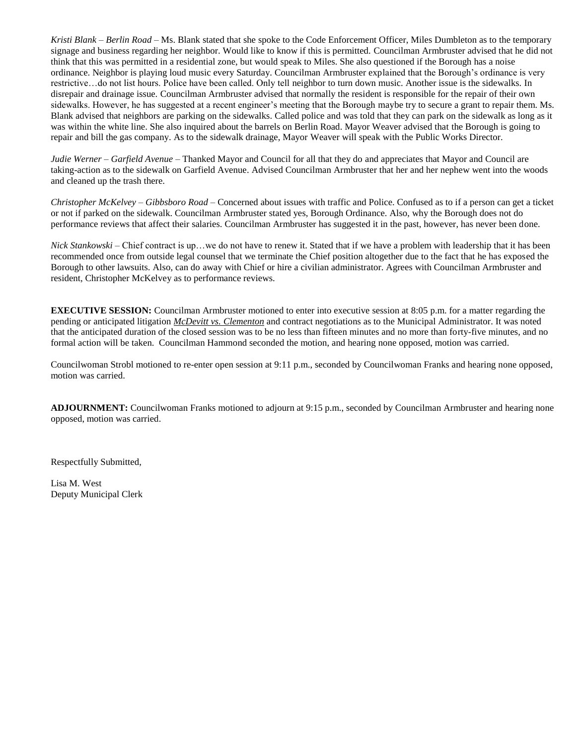*Kristi Blank – Berlin Road* – Ms. Blank stated that she spoke to the Code Enforcement Officer, Miles Dumbleton as to the temporary signage and business regarding her neighbor. Would like to know if this is permitted. Councilman Armbruster advised that he did not think that this was permitted in a residential zone, but would speak to Miles. She also questioned if the Borough has a noise ordinance. Neighbor is playing loud music every Saturday. Councilman Armbruster explained that the Borough's ordinance is very restrictive…do not list hours. Police have been called. Only tell neighbor to turn down music. Another issue is the sidewalks. In disrepair and drainage issue. Councilman Armbruster advised that normally the resident is responsible for the repair of their own sidewalks. However, he has suggested at a recent engineer's meeting that the Borough maybe try to secure a grant to repair them. Ms. Blank advised that neighbors are parking on the sidewalks. Called police and was told that they can park on the sidewalk as long as it was within the white line. She also inquired about the barrels on Berlin Road. Mayor Weaver advised that the Borough is going to repair and bill the gas company. As to the sidewalk drainage, Mayor Weaver will speak with the Public Works Director.

*Judie Werner – Garfield Avenue* – Thanked Mayor and Council for all that they do and appreciates that Mayor and Council are taking-action as to the sidewalk on Garfield Avenue. Advised Councilman Armbruster that her and her nephew went into the woods and cleaned up the trash there.

*Christopher McKelvey – Gibbsboro Road* – Concerned about issues with traffic and Police. Confused as to if a person can get a ticket or not if parked on the sidewalk. Councilman Armbruster stated yes, Borough Ordinance. Also, why the Borough does not do performance reviews that affect their salaries. Councilman Armbruster has suggested it in the past, however, has never been done.

*Nick Stankowski* – Chief contract is up…we do not have to renew it. Stated that if we have a problem with leadership that it has been recommended once from outside legal counsel that we terminate the Chief position altogether due to the fact that he has exposed the Borough to other lawsuits. Also, can do away with Chief or hire a civilian administrator. Agrees with Councilman Armbruster and resident, Christopher McKelvey as to performance reviews.

**EXECUTIVE SESSION:** Councilman Armbruster motioned to enter into executive session at 8:05 p.m. for a matter regarding the pending or anticipated litigation *McDevitt vs. Clementon* and contract negotiations as to the Municipal Administrator. It was noted that the anticipated duration of the closed session was to be no less than fifteen minutes and no more than forty-five minutes, and no formal action will be taken. Councilman Hammond seconded the motion, and hearing none opposed, motion was carried.

Councilwoman Strobl motioned to re-enter open session at 9:11 p.m., seconded by Councilwoman Franks and hearing none opposed, motion was carried.

**ADJOURNMENT:** Councilwoman Franks motioned to adjourn at 9:15 p.m., seconded by Councilman Armbruster and hearing none opposed, motion was carried.

Respectfully Submitted,

Lisa M. West
Deputy Municipal Clerk